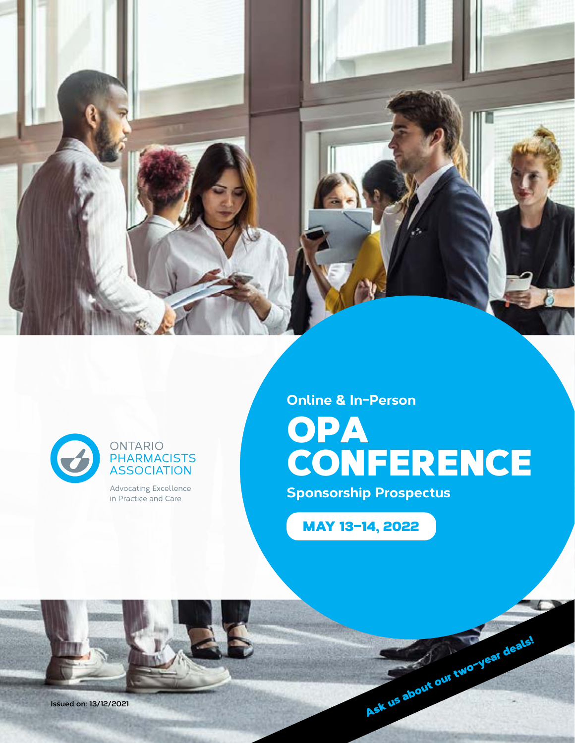ONTARIO PHARMACISTS ASSOCIATION

Advocating Excellence in Practice and Care

Online & In-Person

# OPA CONFERENCE

## Sponsorship Prospectus

**MAY 13–14, 2022**

**Ask us about our two-year deals!**

Issued on: 13/12/2021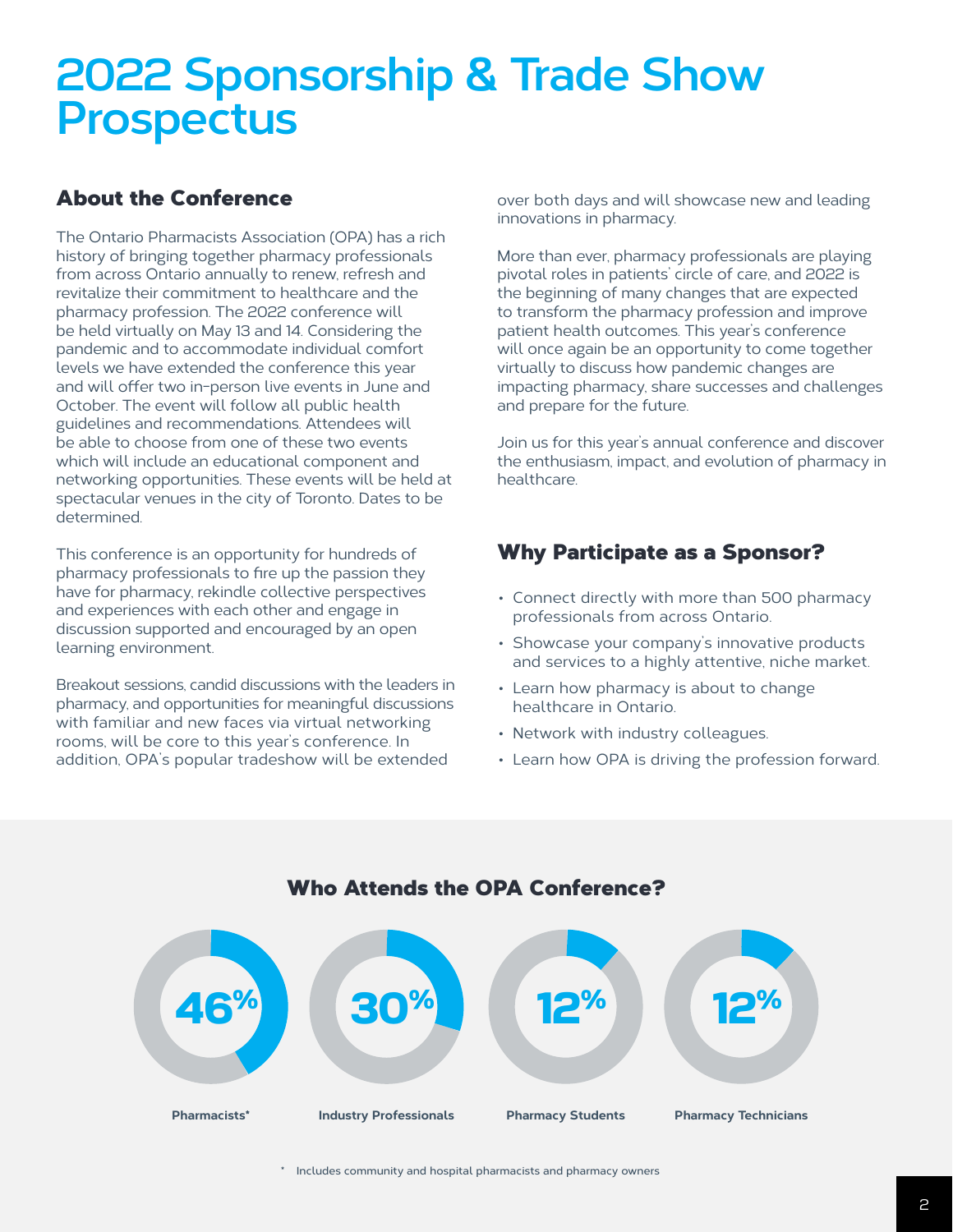# 2022 Sponsorship & Trade Show Prospectus

## About the Conference

The Ontario Pharmacists Association (OPA) has a rich history of bringing together pharmacy professionals from across Ontario annually to renew, refresh and revitalize their commitment to healthcare and the pharmacy profession. The 2022 conference will be held virtually on May 13 and 14. Considering the pandemic and to accommodate individual comfort levels we have extended the conference this year and will offer two in-person live events in June and October. The event will follow all public health guidelines and recommendations. Attendees will be able to choose from one of these two events which will include an educational component and networking opportunities. These events will be held at spectacular venues in the city of Toronto. Dates to be determined.

This conference is an opportunity for hundreds of pharmacy professionals to fire up the passion they have for pharmacy, rekindle collective perspectives and experiences with each other and engage in discussion supported and encouraged by an open learning environment.

Breakout sessions, candid discussions with the leaders in pharmacy, and opportunities for meaningful discussions with familiar and new faces via virtual networking rooms, will be core to this year's conference. In addition, OPA's popular tradeshow will be extended over both days and will showcase new and leading innovations in pharmacy.

More than ever, pharmacy professionals are playing pivotal roles in patients' circle of care, and 2022 is the beginning of many changes that are expected to transform the pharmacy profession and improve patient health outcomes. This year's conference will once again be an opportunity to come together virtually to discuss how pandemic changes are impacting pharmacy, share successes and challenges and prepare for the future.

Join us for this year's annual conference and discover the enthusiasm, impact, and evolution of pharmacy in healthcare.

## Why Participate as a Sponsor?

- Connect directly with more than 500 pharmacy professionals from across Ontario.
- Showcase your company's innovative products and services to a highly attentive, niche market.
- Learn how pharmacy is about to change healthcare in Ontario.
- Network with industry colleagues.
- Learn how OPA is driving the profession forward.

## Who Attends the OPA Conference?

| 46% | 30% | 12% | 12% |
|---|---|---|---|
| Pharmacists* | Industry Professionals | Pharmacy Students | Pharmacy Technicians |

\* Includes community and hospital pharmacists and pharmacy owners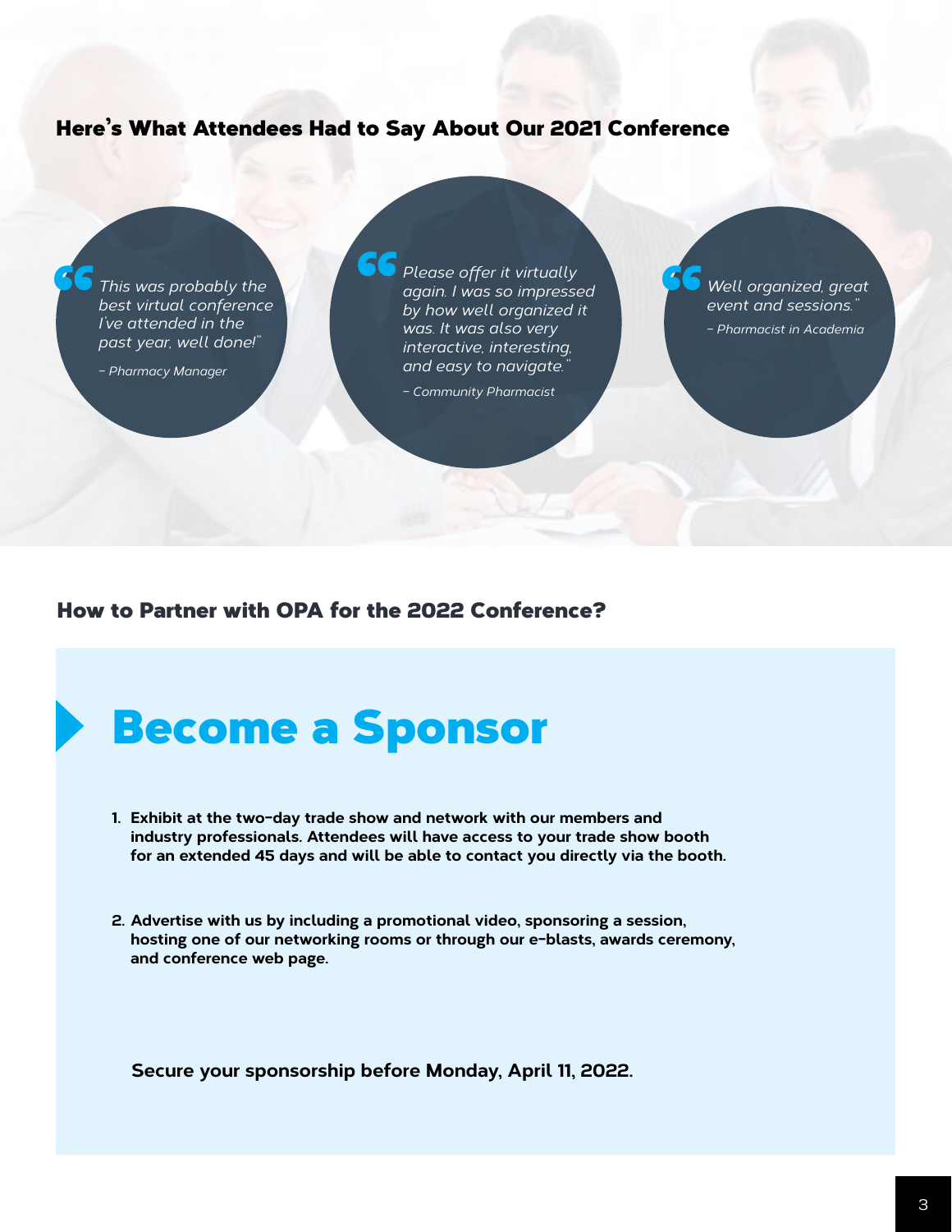## Here's What Attendees Had to Say About Our 2021 Conference

> *This was probably the best virtual conference I've attended in the past year, well done!"*
>
> *– Pharmacy Manager*

> *Please offer it virtually again. I was so impressed by how well organized it was. It was also very interactive, interesting, and easy to navigate."*
>
> *– Community Pharmacist*

> *Well organized, great event and sessions."*
>
> *– Pharmacist in Academia*

## How to Partner with OPA for the 2022 Conference?

# Become a Sponsor

1. **Exhibit at the two-day trade show and network with our members and industry professionals. Attendees will have access to your trade show booth for an extended 45 days and will be able to contact you directly via the booth.**

2. **Advertise with us by including a promotional video, sponsoring a session, hosting one of our networking rooms or through our e-blasts, awards ceremony, and conference web page.**

**Secure your sponsorship before Monday, April 11, 2022.**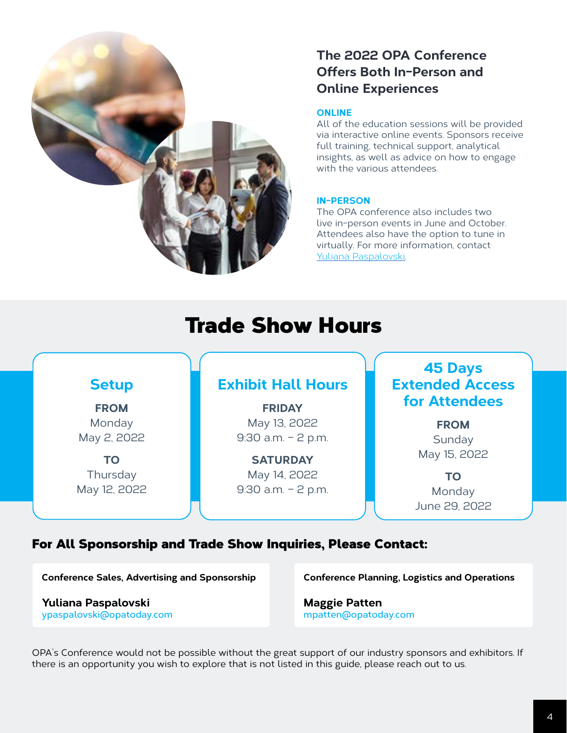## The 2022 OPA Conference Offers Both In-Person and Online Experiences

**ONLINE**

All of the education sessions will be provided via interactive online events. Sponsors receive full training, technical support, analytical insights, as well as advice on how to engage with the various attendees.

**IN-PERSON**

The OPA conference also includes two live in-person events in June and October. Attendees also have the option to tune in virtually. For more information, contact Yuliana Paspalovski.

# Trade Show Hours

### Setup

**FROM**
Monday
May 2, 2022

**TO**
Thursday
May 12, 2022

### Exhibit Hall Hours

**FRIDAY**
May 13, 2022
9:30 a.m. – 2 p.m.

**SATURDAY**
May 14, 2022
9:30 a.m. – 2 p.m.

### 45 Days Extended Access for Attendees

**FROM**
Sunday
May 15, 2022

**TO**
Monday
June 29, 2022

## For All Sponsorship and Trade Show Inquiries, Please Contact:

**Conference Sales, Advertising and Sponsorship**

**Yuliana Paspalovski**
ypaspalovski@opatoday.com

**Conference Planning, Logistics and Operations**

**Maggie Patten**
mpatten@opatoday.com

OPA's Conference would not be possible without the great support of our industry sponsors and exhibitors. If there is an opportunity you wish to explore that is not listed in this guide, please reach out to us.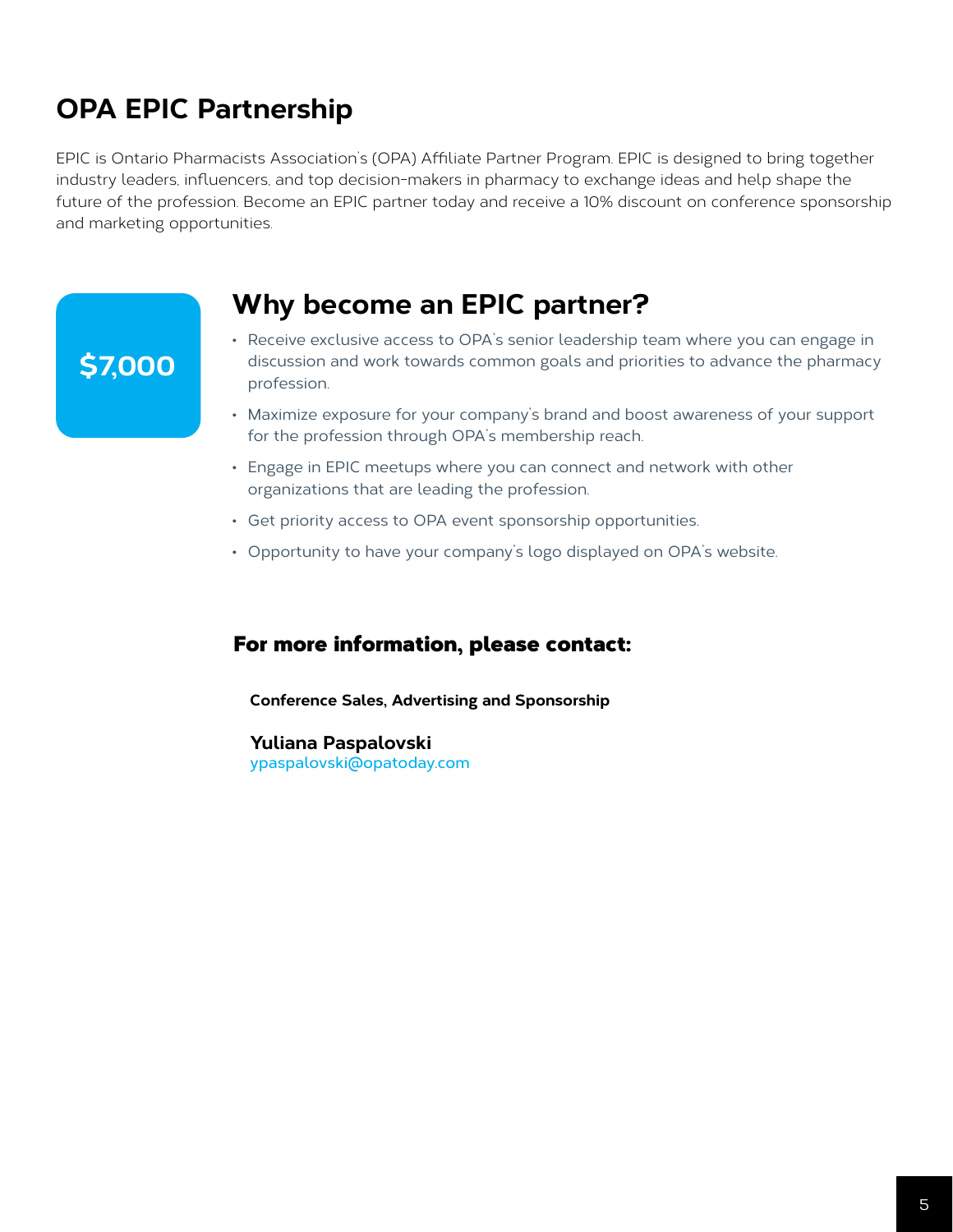# OPA EPIC Partnership

EPIC is Ontario Pharmacists Association's (OPA) Affiliate Partner Program. EPIC is designed to bring together industry leaders, influencers, and top decision-makers in pharmacy to exchange ideas and help shape the future of the profession. Become an EPIC partner today and receive a 10% discount on conference sponsorship and marketing opportunities.

**$7,000**

## Why become an EPIC partner?

- Receive exclusive access to OPA's senior leadership team where you can engage in discussion and work towards common goals and priorities to advance the pharmacy profession.
- Maximize exposure for your company's brand and boost awareness of your support for the profession through OPA's membership reach.
- Engage in EPIC meetups where you can connect and network with other organizations that are leading the profession.
- Get priority access to OPA event sponsorship opportunities.
- Opportunity to have your company's logo displayed on OPA's website.

### For more information, please contact:

**Conference Sales, Advertising and Sponsorship**

**Yuliana Paspalovski**
ypaspalovski@opatoday.com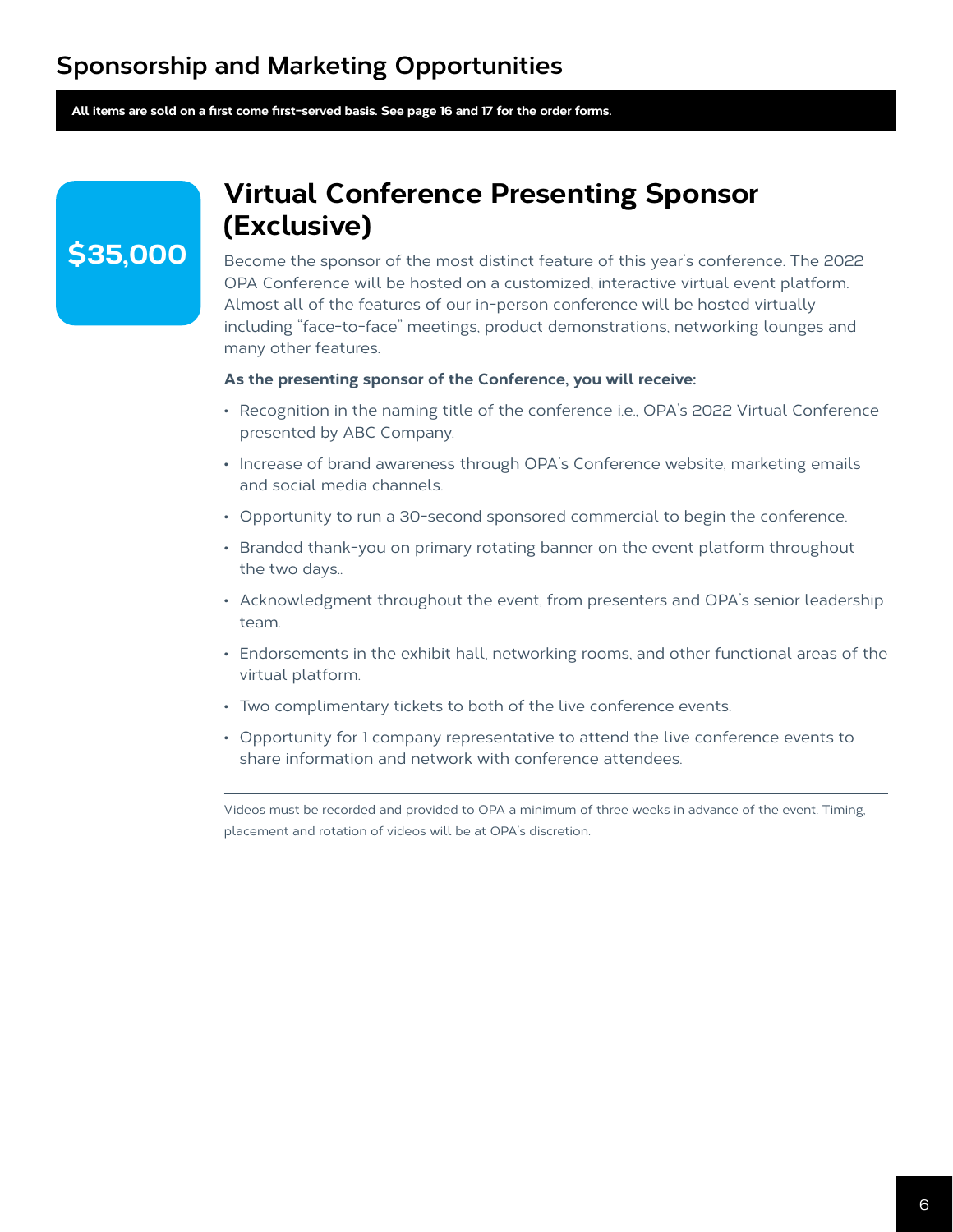## Sponsorship and Marketing Opportunities

**All items are sold on a first come first-served basis. See page 16 and 17 for the order forms.**

**$35,000**

# Virtual Conference Presenting Sponsor (Exclusive)

Become the sponsor of the most distinct feature of this year's conference. The 2022 OPA Conference will be hosted on a customized, interactive virtual event platform. Almost all of the features of our in-person conference will be hosted virtually including "face-to-face" meetings, product demonstrations, networking lounges and many other features.

**As the presenting sponsor of the Conference, you will receive:**

- Recognition in the naming title of the conference i.e., OPA's 2022 Virtual Conference presented by ABC Company.
- Increase of brand awareness through OPA's Conference website, marketing emails and social media channels.
- Opportunity to run a 30-second sponsored commercial to begin the conference.
- Branded thank-you on primary rotating banner on the event platform throughout the two days..
- Acknowledgment throughout the event, from presenters and OPA's senior leadership team.
- Endorsements in the exhibit hall, networking rooms, and other functional areas of the virtual platform.
- Two complimentary tickets to both of the live conference events.
- Opportunity for 1 company representative to attend the live conference events to share information and network with conference attendees.

---

Videos must be recorded and provided to OPA a minimum of three weeks in advance of the event. Timing, placement and rotation of videos will be at OPA's discretion.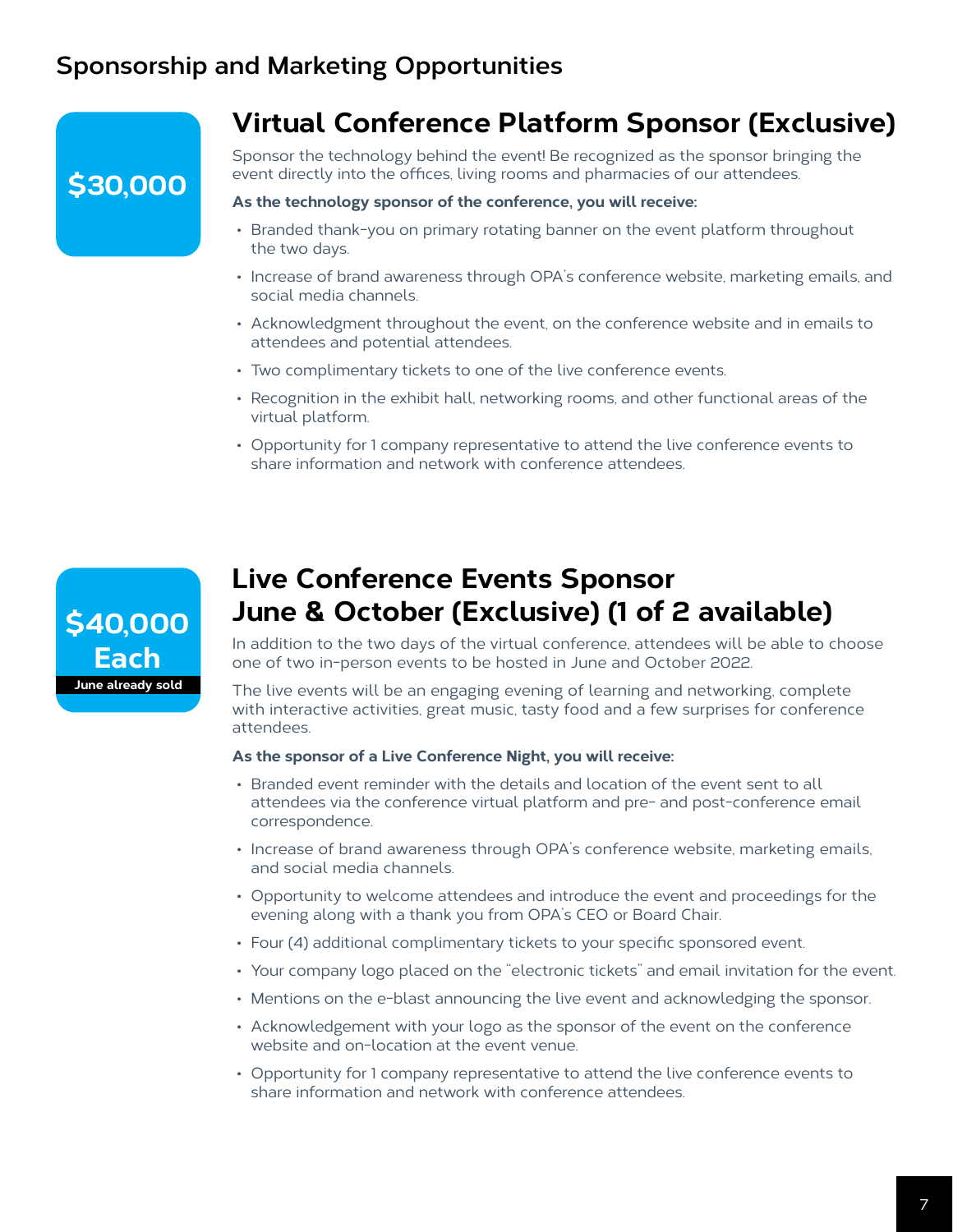## Sponsorship and Marketing Opportunities

**$30,000**

### Virtual Conference Platform Sponsor (Exclusive)

Sponsor the technology behind the event! Be recognized as the sponsor bringing the event directly into the offices, living rooms and pharmacies of our attendees.

**As the technology sponsor of the conference, you will receive:**

- Branded thank-you on primary rotating banner on the event platform throughout the two days.
- Increase of brand awareness through OPA's conference website, marketing emails, and social media channels.
- Acknowledgment throughout the event, on the conference website and in emails to attendees and potential attendees.
- Two complimentary tickets to one of the live conference events.
- Recognition in the exhibit hall, networking rooms, and other functional areas of the virtual platform.
- Opportunity for 1 company representative to attend the live conference events to share information and network with conference attendees.

**$40,000 Each**

**June already sold**

### Live Conference Events Sponsor June & October (Exclusive) (1 of 2 available)

In addition to the two days of the virtual conference, attendees will be able to choose one of two in-person events to be hosted in June and October 2022.

The live events will be an engaging evening of learning and networking, complete with interactive activities, great music, tasty food and a few surprises for conference attendees.

**As the sponsor of a Live Conference Night, you will receive:**

- Branded event reminder with the details and location of the event sent to all attendees via the conference virtual platform and pre- and post-conference email correspondence.
- Increase of brand awareness through OPA's conference website, marketing emails, and social media channels.
- Opportunity to welcome attendees and introduce the event and proceedings for the evening along with a thank you from OPA's CEO or Board Chair.
- Four (4) additional complimentary tickets to your specific sponsored event.
- Your company logo placed on the "electronic tickets" and email invitation for the event.
- Mentions on the e-blast announcing the live event and acknowledging the sponsor.
- Acknowledgement with your logo as the sponsor of the event on the conference website and on-location at the event venue.
- Opportunity for 1 company representative to attend the live conference events to share information and network with conference attendees.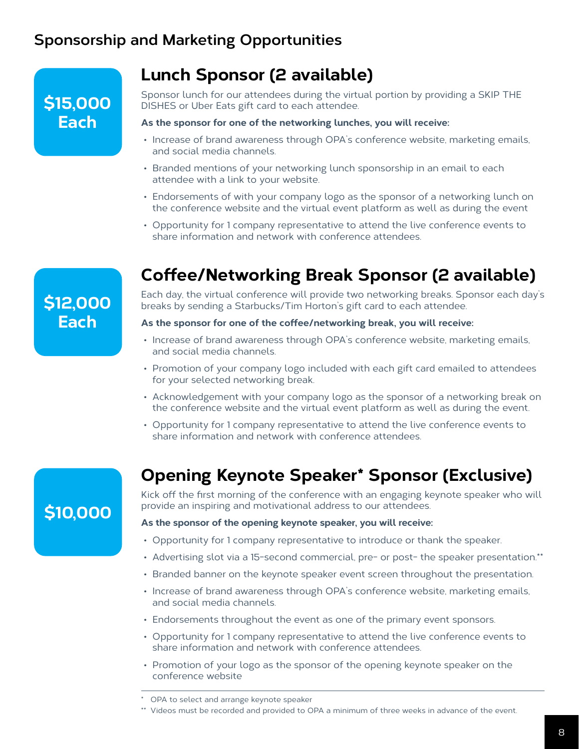## Sponsorship and Marketing Opportunities

### Lunch Sponsor (2 available)

**$15,000 Each**

Sponsor lunch for our attendees during the virtual portion by providing a SKIP THE DISHES or Uber Eats gift card to each attendee.

**As the sponsor for one of the networking lunches, you will receive:**

- Increase of brand awareness through OPA's conference website, marketing emails, and social media channels.
- Branded mentions of your networking lunch sponsorship in an email to each attendee with a link to your website.
- Endorsements of with your company logo as the sponsor of a networking lunch on the conference website and the virtual event platform as well as during the event
- Opportunity for 1 company representative to attend the live conference events to share information and network with conference attendees.

### Coffee/Networking Break Sponsor (2 available)

**$12,000 Each**

Each day, the virtual conference will provide two networking breaks. Sponsor each day's breaks by sending a Starbucks/Tim Horton's gift card to each attendee.

**As the sponsor for one of the coffee/networking break, you will receive:**

- Increase of brand awareness through OPA's conference website, marketing emails, and social media channels.
- Promotion of your company logo included with each gift card emailed to attendees for your selected networking break.
- Acknowledgement with your company logo as the sponsor of a networking break on the conference website and the virtual event platform as well as during the event.
- Opportunity for 1 company representative to attend the live conference events to share information and network with conference attendees.

### Opening Keynote Speaker* Sponsor (Exclusive)

**$10,000**

Kick off the first morning of the conference with an engaging keynote speaker who will provide an inspiring and motivational address to our attendees.

**As the sponsor of the opening keynote speaker, you will receive:**

- Opportunity for 1 company representative to introduce or thank the speaker.
- Advertising slot via a 15-second commercial, pre- or post- the speaker presentation.**
- Branded banner on the keynote speaker event screen throughout the presentation.
- Increase of brand awareness through OPA's conference website, marketing emails, and social media channels.
- Endorsements throughout the event as one of the primary event sponsors.
- Opportunity for 1 company representative to attend the live conference events to share information and network with conference attendees.
- Promotion of your logo as the sponsor of the opening keynote speaker on the conference website

---

\* OPA to select and arrange keynote speaker

\** Videos must be recorded and provided to OPA a minimum of three weeks in advance of the event.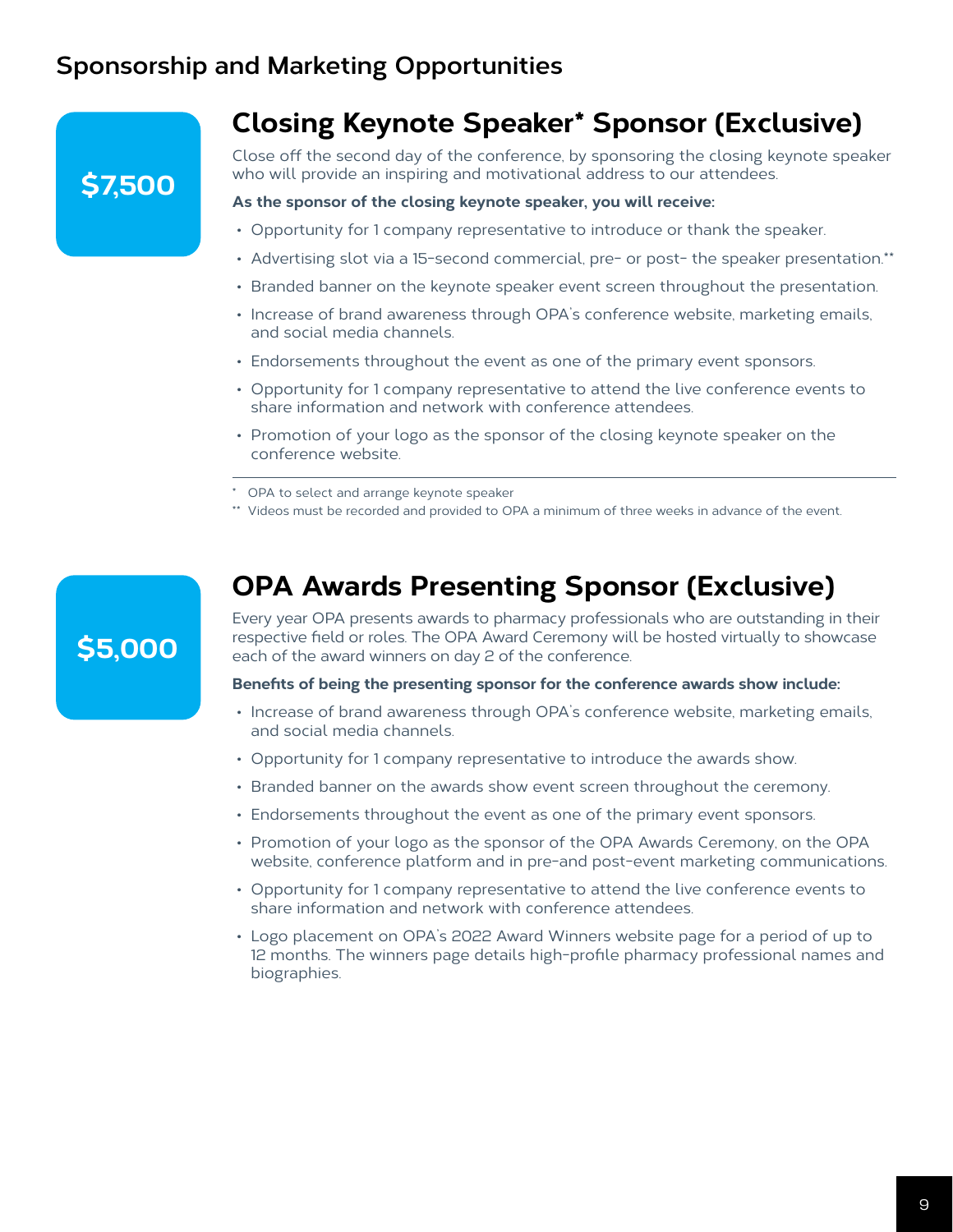## Sponsorship and Marketing Opportunities

**$7,500**

### Closing Keynote Speaker* Sponsor (Exclusive)

Close off the second day of the conference, by sponsoring the closing keynote speaker who will provide an inspiring and motivational address to our attendees.

**As the sponsor of the closing keynote speaker, you will receive:**

- Opportunity for 1 company representative to introduce or thank the speaker.
- Advertising slot via a 15-second commercial, pre- or post- the speaker presentation.**
- Branded banner on the keynote speaker event screen throughout the presentation.
- Increase of brand awareness through OPA's conference website, marketing emails, and social media channels.
- Endorsements throughout the event as one of the primary event sponsors.
- Opportunity for 1 company representative to attend the live conference events to share information and network with conference attendees.
- Promotion of your logo as the sponsor of the closing keynote speaker on the conference website.

---

\* OPA to select and arrange keynote speaker

\*\* Videos must be recorded and provided to OPA a minimum of three weeks in advance of the event.

**$5,000**

### OPA Awards Presenting Sponsor (Exclusive)

Every year OPA presents awards to pharmacy professionals who are outstanding in their respective field or roles. The OPA Award Ceremony will be hosted virtually to showcase each of the award winners on day 2 of the conference.

**Benefits of being the presenting sponsor for the conference awards show include:**

- Increase of brand awareness through OPA's conference website, marketing emails, and social media channels.
- Opportunity for 1 company representative to introduce the awards show.
- Branded banner on the awards show event screen throughout the ceremony.
- Endorsements throughout the event as one of the primary event sponsors.
- Promotion of your logo as the sponsor of the OPA Awards Ceremony, on the OPA website, conference platform and in pre-and post-event marketing communications.
- Opportunity for 1 company representative to attend the live conference events to share information and network with conference attendees.
- Logo placement on OPA's 2022 Award Winners website page for a period of up to 12 months. The winners page details high-profile pharmacy professional names and biographies.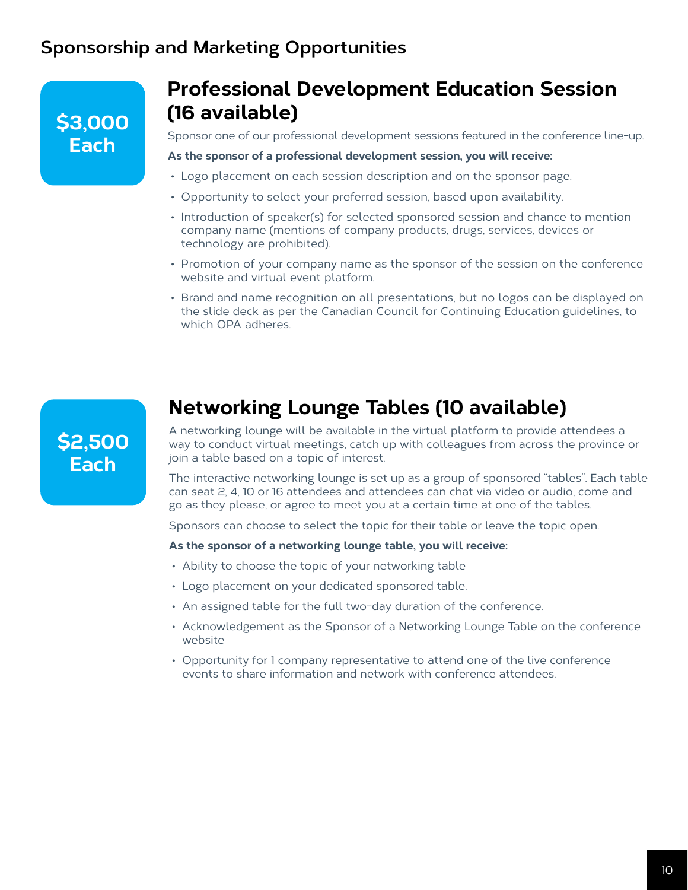## Sponsorship and Marketing Opportunities

**$3,000 Each**

### Professional Development Education Session (16 available)

Sponsor one of our professional development sessions featured in the conference line-up.

**As the sponsor of a professional development session, you will receive:**

- Logo placement on each session description and on the sponsor page.
- Opportunity to select your preferred session, based upon availability.
- Introduction of speaker(s) for selected sponsored session and chance to mention company name (mentions of company products, drugs, services, devices or technology are prohibited).
- Promotion of your company name as the sponsor of the session on the conference website and virtual event platform.
- Brand and name recognition on all presentations, but no logos can be displayed on the slide deck as per the Canadian Council for Continuing Education guidelines, to which OPA adheres.

**$2,500 Each**

### Networking Lounge Tables (10 available)

A networking lounge will be available in the virtual platform to provide attendees a way to conduct virtual meetings, catch up with colleagues from across the province or join a table based on a topic of interest.

The interactive networking lounge is set up as a group of sponsored "tables". Each table can seat 2, 4, 10 or 16 attendees and attendees can chat via video or audio, come and go as they please, or agree to meet you at a certain time at one of the tables.

Sponsors can choose to select the topic for their table or leave the topic open.

**As the sponsor of a networking lounge table, you will receive:**

- Ability to choose the topic of your networking table
- Logo placement on your dedicated sponsored table.
- An assigned table for the full two-day duration of the conference.
- Acknowledgement as the Sponsor of a Networking Lounge Table on the conference website
- Opportunity for 1 company representative to attend one of the live conference events to share information and network with conference attendees.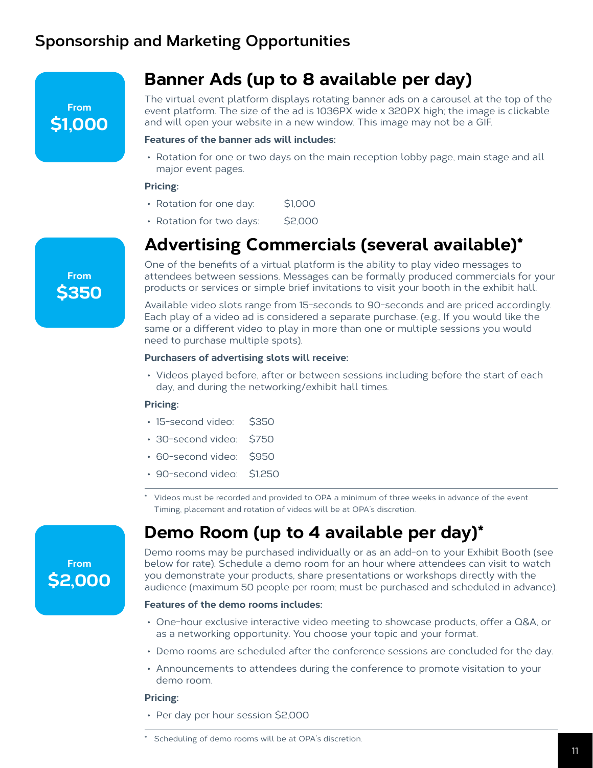## Sponsorship and Marketing Opportunities

From **$1,000**

### Banner Ads (up to 8 available per day)

The virtual event platform displays rotating banner ads on a carousel at the top of the event platform. The size of the ad is 1036PX wide x 320PX high; the image is clickable and will open your website in a new window. This image may not be a GIF.

**Features of the banner ads will includes:**

- Rotation for one or two days on the main reception lobby page, main stage and all major event pages.

**Pricing:**

- Rotation for one day: $1,000
- Rotation for two days: $2,000

From **$350**

### Advertising Commercials (several available)*

One of the benefits of a virtual platform is the ability to play video messages to attendees between sessions. Messages can be formally produced commercials for your products or services or simple brief invitations to visit your booth in the exhibit hall.

Available video slots range from 15-seconds to 90-seconds and are priced accordingly. Each play of a video ad is considered a separate purchase. (e.g., If you would like the same or a different video to play in more than one or multiple sessions you would need to purchase multiple spots).

**Purchasers of advertising slots will receive:**

- Videos played before, after or between sessions including before the start of each day, and during the networking/exhibit hall times.

**Pricing:**

- 15-second video: $350
- 30-second video: $750
- 60-second video: $950
- 90-second video: $1,250

\* Videos must be recorded and provided to OPA a minimum of three weeks in advance of the event. Timing, placement and rotation of videos will be at OPA's discretion.

From **$2,000**

### Demo Room (up to 4 available per day)*

Demo rooms may be purchased individually or as an add-on to your Exhibit Booth (see below for rate). Schedule a demo room for an hour where attendees can visit to watch you demonstrate your products, share presentations or workshops directly with the audience (maximum 50 people per room; must be purchased and scheduled in advance).

**Features of the demo rooms includes:**

- One-hour exclusive interactive video meeting to showcase products, offer a Q&A, or as a networking opportunity. You choose your topic and your format.
- Demo rooms are scheduled after the conference sessions are concluded for the day.
- Announcements to attendees during the conference to promote visitation to your demo room.

**Pricing:**

- Per day per hour session $2,000

\* Scheduling of demo rooms will be at OPA's discretion.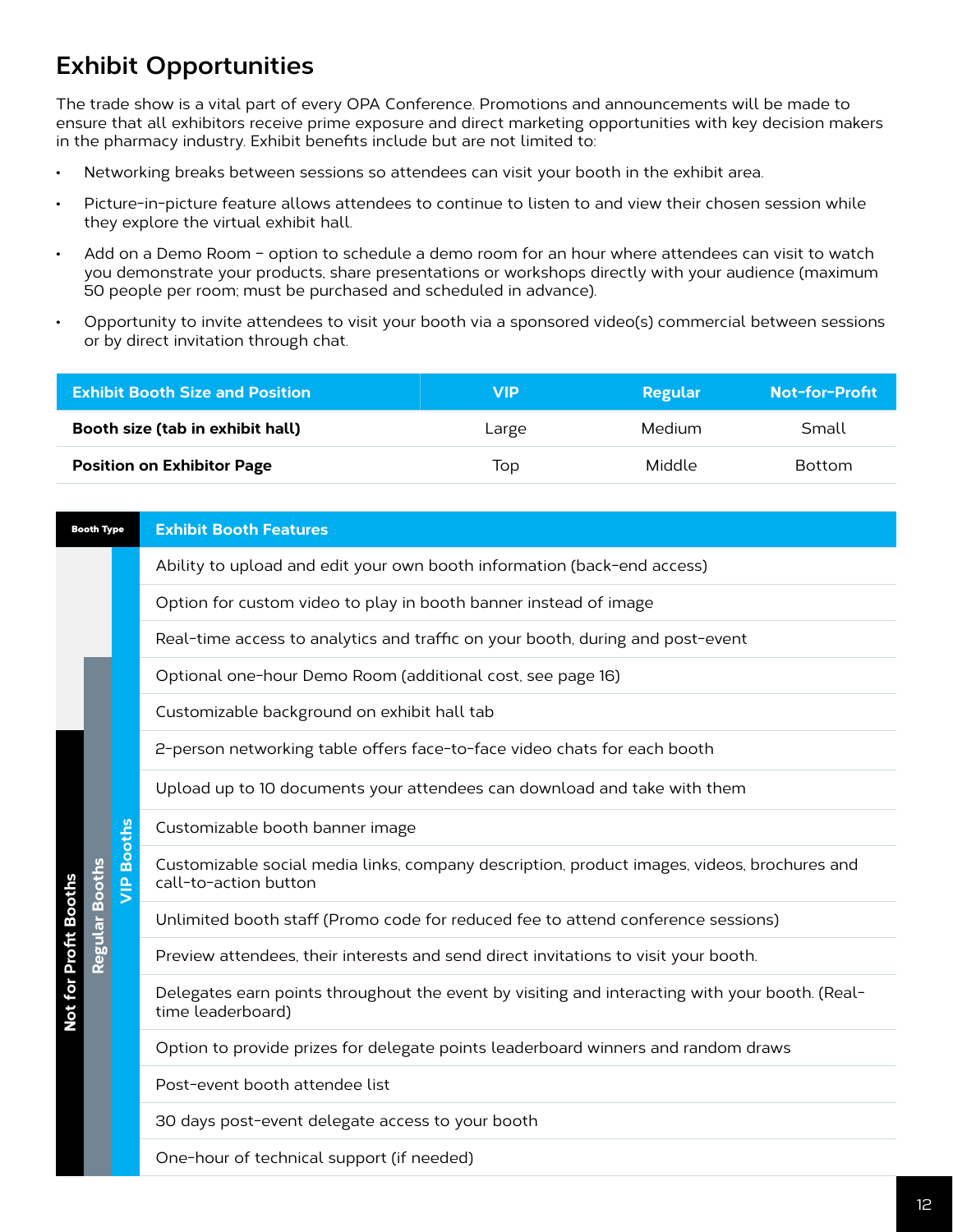## Exhibit Opportunities

The trade show is a vital part of every OPA Conference. Promotions and announcements will be made to ensure that all exhibitors receive prime exposure and direct marketing opportunities with key decision makers in the pharmacy industry. Exhibit benefits include but are not limited to:

- Networking breaks between sessions so attendees can visit your booth in the exhibit area.
- Picture-in-picture feature allows attendees to continue to listen to and view their chosen session while they explore the virtual exhibit hall.
- Add on a Demo Room – option to schedule a demo room for an hour where attendees can visit to watch you demonstrate your products, share presentations or workshops directly with your audience (maximum 50 people per room; must be purchased and scheduled in advance).
- Opportunity to invite attendees to visit your booth via a sponsored video(s) commercial between sessions or by direct invitation through chat.

| Exhibit Booth Size and Position | VIP | Regular | Not-for-Profit |
|---|---|---|---|
| **Booth size (tab in exhibit hall)** | Large | Medium | Small |
| **Position on Exhibitor Page** | Top | Middle | Bottom |

| Exhibit Booth Features | VIP Booths | Regular Booths | Not for Profit Booths |
|---|---|---|---|
| Ability to upload and edit your own booth information (back-end access) | ✓ | | |
| Option for custom video to play in booth banner instead of image | ✓ | | |
| Real-time access to analytics and traffic on your booth, during and post-event | ✓ | | |
| Optional one-hour Demo Room (additional cost, see page 16) | ✓ | ✓ | |
| Customizable background on exhibit hall tab | ✓ | ✓ | |
| 2-person networking table offers face-to-face video chats for each booth | ✓ | ✓ | ✓ |
| Upload up to 10 documents your attendees can download and take with them | ✓ | ✓ | ✓ |
| Customizable booth banner image | ✓ | ✓ | ✓ |
| Customizable social media links, company description, product images, videos, brochures and call-to-action button | ✓ | ✓ | ✓ |
| Unlimited booth staff (Promo code for reduced fee to attend conference sessions) | ✓ | ✓ | ✓ |
| Preview attendees, their interests and send direct invitations to visit your booth. | ✓ | ✓ | ✓ |
| Delegates earn points throughout the event by visiting and interacting with your booth. (Real-time leaderboard) | ✓ | ✓ | ✓ |
| Option to provide prizes for delegate points leaderboard winners and random draws | ✓ | ✓ | ✓ |
| Post-event booth attendee list | ✓ | ✓ | ✓ |
| 30 days post-event delegate access to your booth | ✓ | ✓ | ✓ |
| One-hour of technical support (if needed) | ✓ | ✓ | ✓ |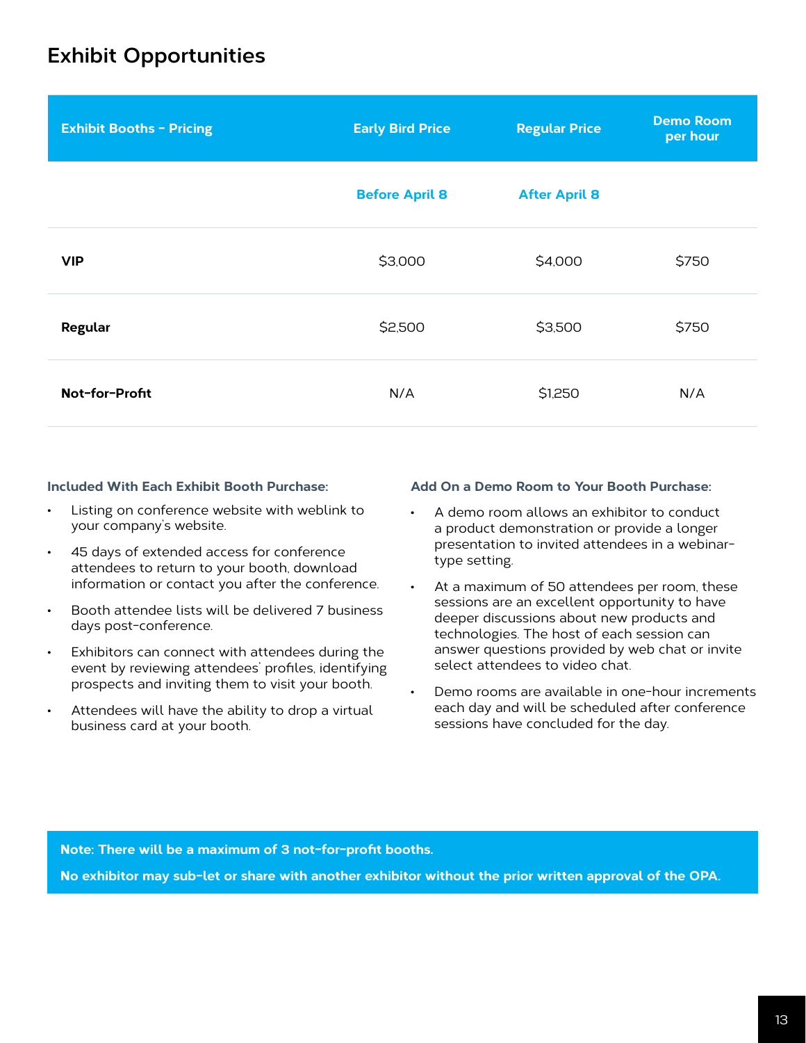# Exhibit Opportunities

| Exhibit Booths - Pricing | Early Bird Price | Regular Price | Demo Room per hour |
|---|---|---|---|
| | Before April 8 | After April 8 | |
| **VIP** | $3,000 | $4,000 | $750 |
| **Regular** | $2,500 | $3,500 | $750 |
| **Not-for-Profit** | N/A | $1,250 | N/A |

**Included With Each Exhibit Booth Purchase:**

- Listing on conference website with weblink to your company's website.
- 45 days of extended access for conference attendees to return to your booth, download information or contact you after the conference.
- Booth attendee lists will be delivered 7 business days post-conference.
- Exhibitors can connect with attendees during the event by reviewing attendees' profiles, identifying prospects and inviting them to visit your booth.
- Attendees will have the ability to drop a virtual business card at your booth.

**Add On a Demo Room to Your Booth Purchase:**

- A demo room allows an exhibitor to conduct a product demonstration or provide a longer presentation to invited attendees in a webinar-type setting.
- At a maximum of 50 attendees per room, these sessions are an excellent opportunity to have deeper discussions about new products and technologies. The host of each session can answer questions provided by web chat or invite select attendees to video chat.
- Demo rooms are available in one-hour increments each day and will be scheduled after conference sessions have concluded for the day.

**Note: There will be a maximum of 3 not-for-profit booths.**

**No exhibitor may sub-let or share with another exhibitor without the prior written approval of the OPA.**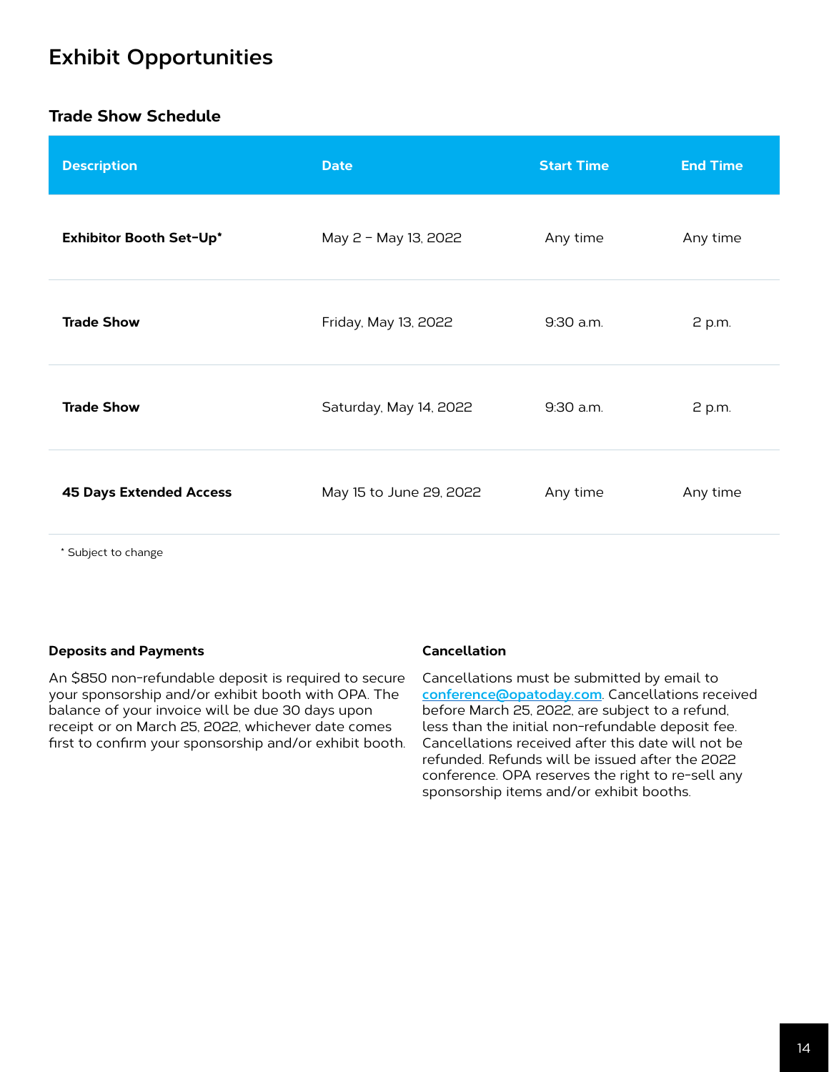# Exhibit Opportunities

## Trade Show Schedule

| Description | Date | Start Time | End Time |
|---|---|---|---|
| **Exhibitor Booth Set-Up*** | May 2 – May 13, 2022 | Any time | Any time |
| **Trade Show** | Friday, May 13, 2022 | 9:30 a.m. | 2 p.m. |
| **Trade Show** | Saturday, May 14, 2022 | 9:30 a.m. | 2 p.m. |
| **45 Days Extended Access** | May 15 to June 29, 2022 | Any time | Any time |

* Subject to change

### Deposits and Payments

An $850 non-refundable deposit is required to secure your sponsorship and/or exhibit booth with OPA. The balance of your invoice will be due 30 days upon receipt or on March 25, 2022, whichever date comes first to confirm your sponsorship and/or exhibit booth.

### Cancellation

Cancellations must be submitted by email to [conference@opatoday.com](mailto:conference@opatoday.com). Cancellations received before March 25, 2022, are subject to a refund, less than the initial non-refundable deposit fee. Cancellations received after this date will not be refunded. Refunds will be issued after the 2022 conference. OPA reserves the right to re-sell any sponsorship items and/or exhibit booths.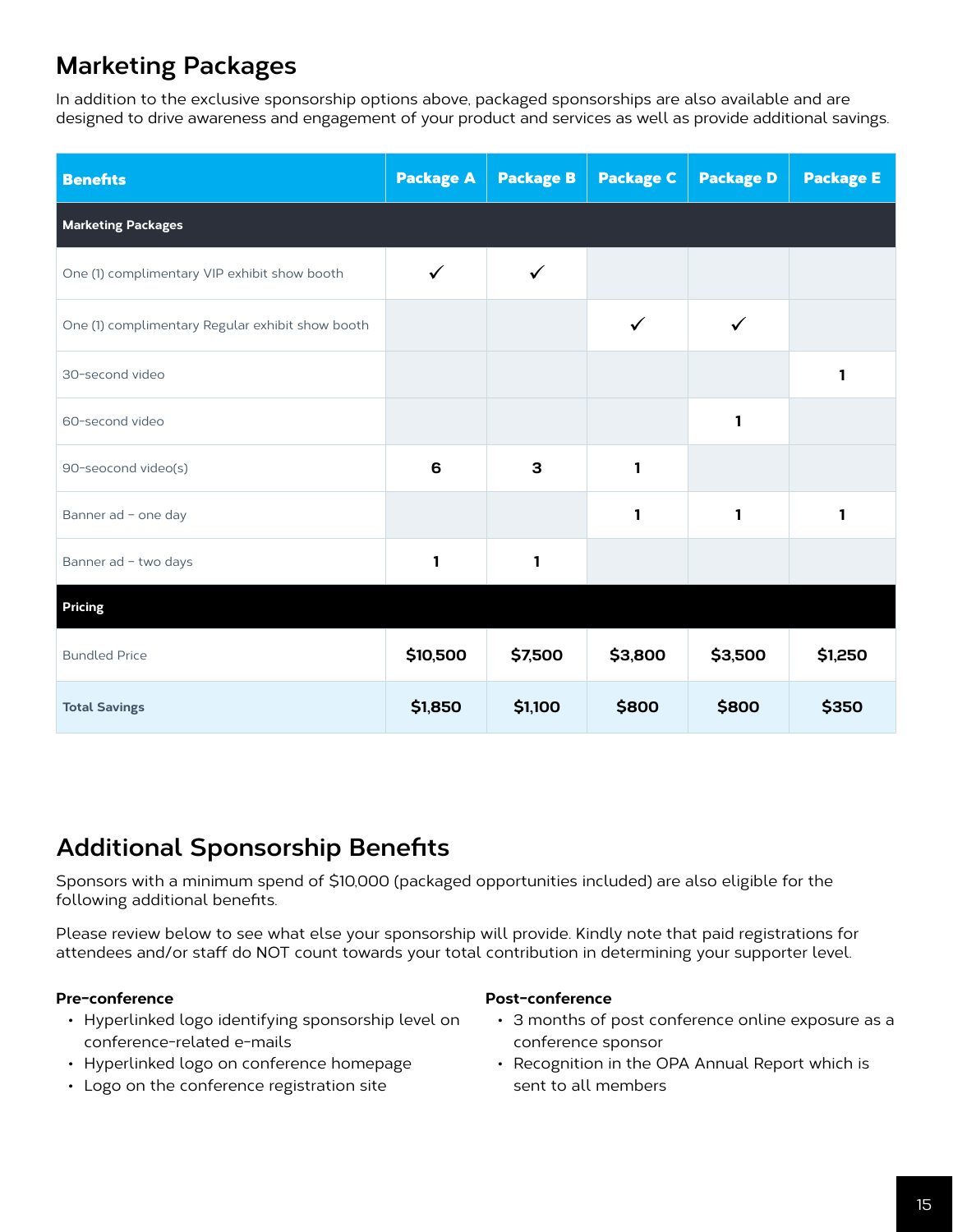## Marketing Packages

In addition to the exclusive sponsorship options above, packaged sponsorships are also available and are designed to drive awareness and engagement of your product and services as well as provide additional savings.

| Benefits | Package A | Package B | Package C | Package D | Package E |
|---|---|---|---|---|---|
| **Marketing Packages** | | | | | |
| One (1) complimentary VIP exhibit show booth | ✓ | ✓ | | | |
| One (1) complimentary Regular exhibit show booth | | | ✓ | ✓ | |
| 30-second video | | | | | 1 |
| 60-second video | | | | 1 | |
| 90-seocond video(s) | 6 | 3 | 1 | | |
| Banner ad – one day | | | 1 | 1 | 1 |
| Banner ad – two days | 1 | 1 | | | |
| **Pricing** | | | | | |
| Bundled Price | $10,500 | $7,500 | $3,800 | $3,500 | $1,250 |
| **Total Savings** | $1,850 | $1,100 | $800 | $800 | $350 |

## Additional Sponsorship Benefits

Sponsors with a minimum spend of $10,000 (packaged opportunities included) are also eligible for the following additional benefits.

Please review below to see what else your sponsorship will provide. Kindly note that paid registrations for attendees and/or staff do NOT count towards your total contribution in determining your supporter level.

**Pre-conference**

- Hyperlinked logo identifying sponsorship level on conference-related e-mails
- Hyperlinked logo on conference homepage
- Logo on the conference registration site

**Post-conference**

- 3 months of post conference online exposure as a conference sponsor
- Recognition in the OPA Annual Report which is sent to all members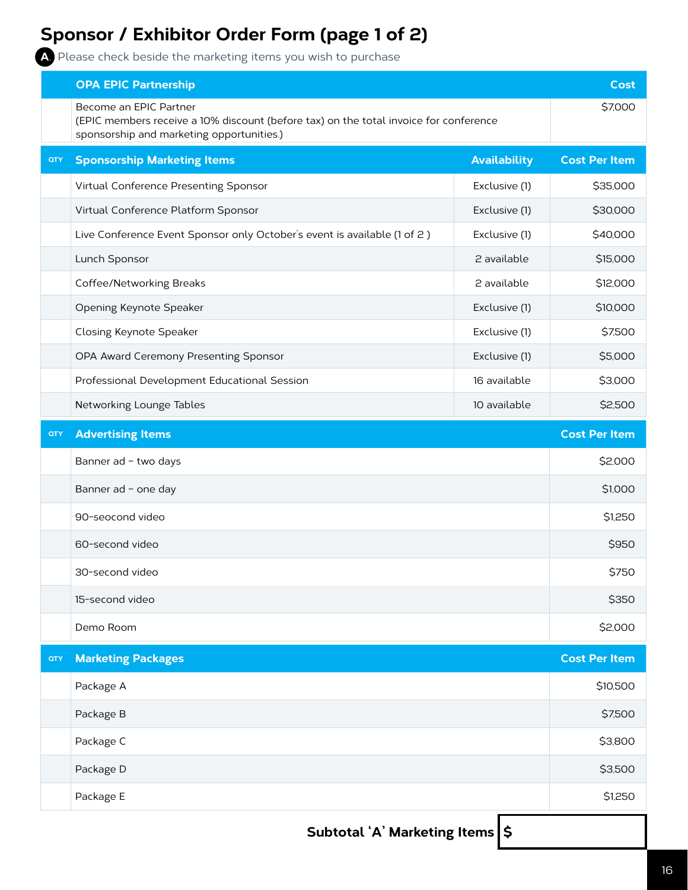# Sponsor / Exhibitor Order Form (page 1 of 2)

**A** Please check beside the marketing items you wish to purchase

| | OPA EPIC Partnership | Cost |
|---|---|---|
| | Become an EPIC Partner<br>(EPIC members receive a 10% discount (before tax) on the total invoice for conference sponsorship and marketing opportunities.) | $7,000 |

| QTY | Sponsorship Marketing Items | Availability | Cost Per Item |
|---|---|---|---|
| | Virtual Conference Presenting Sponsor | Exclusive (1) | $35,000 |
| | Virtual Conference Platform Sponsor | Exclusive (1) | $30,000 |
| | Live Conference Event Sponsor only October's event is available (1 of 2 ) | Exclusive (1) | $40,000 |
| | Lunch Sponsor | 2 available | $15,000 |
| | Coffee/Networking Breaks | 2 available | $12,000 |
| | Opening Keynote Speaker | Exclusive (1) | $10,000 |
| | Closing Keynote Speaker | Exclusive (1) | $7,500 |
| | OPA Award Ceremony Presenting Sponsor | Exclusive (1) | $5,000 |
| | Professional Development Educational Session | 16 available | $3,000 |
| | Networking Lounge Tables | 10 available | $2,500 |

| QTY | Advertising Items | Cost Per Item |
|---|---|---|
| | Banner ad – two days | $2,000 |
| | Banner ad – one day | $1,000 |
| | 90-seocond video | $1,250 |
| | 60-second video | $950 |
| | 30-second video | $750 |
| | 15-second video | $350 |
| | Demo Room | $2,000 |

| QTY | Marketing Packages | Cost Per Item |
|---|---|---|
| | Package A | $10,500 |
| | Package B | $7,500 |
| | Package C | $3,800 |
| | Package D | $3,500 |
| | Package E | $1,250 |

**Subtotal 'A' Marketing Items** **$**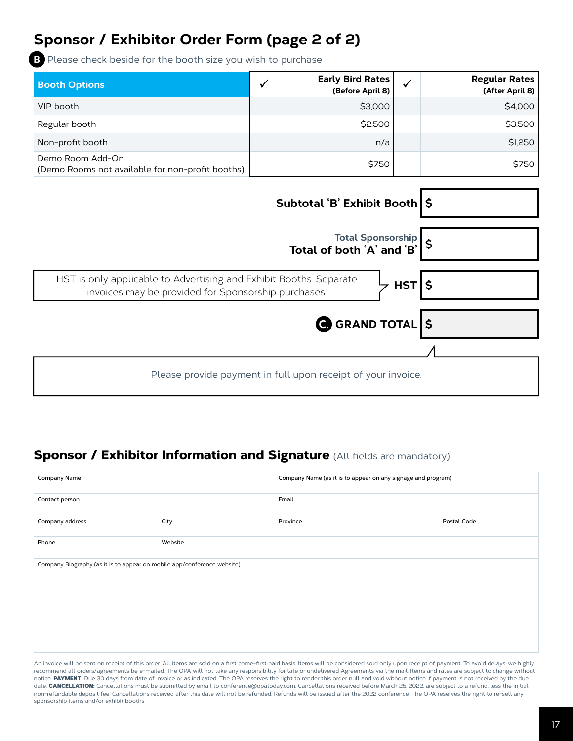# Sponsor / Exhibitor Order Form (page 2 of 2)

**B** Please check beside for the booth size you wish to purchase

| Booth Options | ✓ | Early Bird Rates (Before April 8) | ✓ | Regular Rates (After April 8) |
|---|---|---|---|---|
| VIP booth | | $3,000 | | $4,000 |
| Regular booth | | $2,500 | | $3,500 |
| Non-profit booth | | n/a | | $1,250 |
| Demo Room Add-On (Demo Rooms not available for non-profit booths) | | $750 | | $750 |

**Subtotal 'B' Exhibit Booth** $

**Total Sponsorship**
**Total of both 'A' and 'B'** $

HST is only applicable to Advertising and Exhibit Booths. Separate invoices may be provided for Sponsorship purchases.

**HST** $

**C. GRAND TOTAL** $

Please provide payment in full upon receipt of your invoice.

## Sponsor / Exhibitor Information and Signature (All fields are mandatory)

| | | | |
|---|---|---|---|
| Company Name | | Company Name (as it is to appear on any signage and program) | |
| Contact person | | Email | |
| Company address | City | Province | Postal Code |
| Phone | Website | | |
| Company Biography (as it is to appear on mobile app/conference website) | | | |

An invoice will be sent on receipt of this order. All items are sold on a first come-first paid basis. Items will be considered sold only upon receipt of payment. To avoid delays, we highly recommend all orders/agreements be e-mailed. The OPA will not take any responsibility for late or undelivered Agreements via the mail. Items and rates are subject to change without notice. **PAYMENT:** Due 30 days from date of invoice or as indicated. The OPA reserves the right to render this order null and void without notice if payment is not received by the due date. **CANCELLATION:** Cancellations must be submitted by email to conference@opatoday.com. Cancellations received before March 25, 2022, are subject to a refund, less the initial non-refundable deposit fee. Cancellations received after this date will not be refunded. Refunds will be issued after the 2022 conference. The OPA reserves the right to re-sell any sponsorship items and/or exhibit booths.